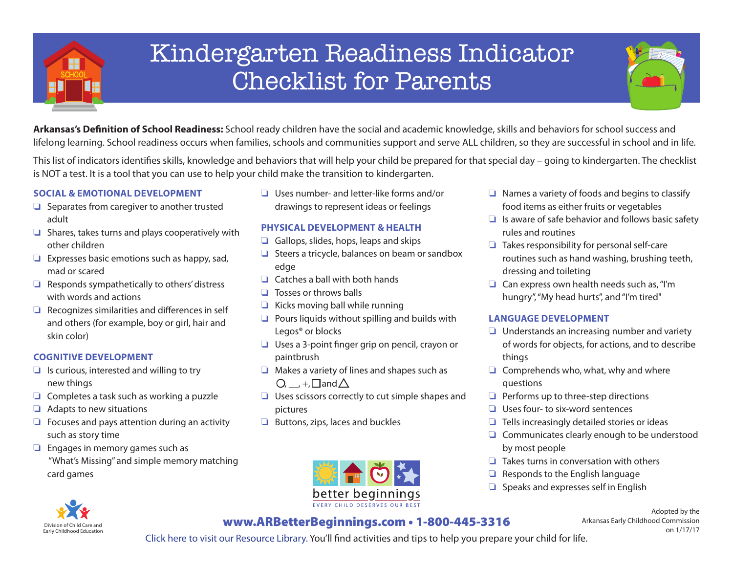# Kindergarten Readiness Indicator Checklist for Parents

**Arkansas's Definition of School Readiness:** School ready children have the social and academic knowledge, skills and behaviors for school success and lifelong learning. School readiness occurs when families, schools and communities support and serve ALL children, so they are successful in school and in life.

This list of indicators identifies skills, knowledge and behaviors that will help your child be prepared for that special day – going to kindergarten. The checklist is NOT a test. It is a tool that you can use to help your child make the transition to kindergarten.

## SOCIAL & EMOTIONAL DEVELOPMENT

- ❑ Separates from caregiver to another trusted adult
- ❑ Shares, takes turns and plays cooperatively with other children
- ❑ Expresses basic emotions such as happy, sad, mad or scared
- ❑ Responds sympathetically to others' distress with words and actions
- ❑ Recognizes similarities and differences in self and others (for example, boy or girl, hair and skin color)

## COGNITIVE DEVELOPMENT

- ❑ Is curious, interested and willing to try new things
- ❑ Completes a task such as working a puzzle
- ❑ Adapts to new situations
- ❑ Focuses and pays attention during an activity such as story time
- ❑ Engages in memory games such as "What's Missing" and simple memory matching card games
- ❑ Uses number- and letter-like forms and/or drawings to represent ideas or feelings

## PHYSICAL DEVELOPMENT & HEALTH

- ❑ Gallops, slides, hops, leaps and skips
- ❑ Steers a tricycle, balances on beam or sandbox edge
- ❑ Catches a ball with both hands
- ❑ Tosses or throws balls
- ❑ Kicks moving ball while running
- ❑ Pours liquids without spilling and builds with Legos® or blocks
- ❑ Uses a 3-point finger grip on pencil, crayon or paintbrush
- ❑ Makes a variety of lines and shapes such as ○, __, +, □ and △
- ❑ Uses scissors correctly to cut simple shapes and pictures
- ❑ Buttons, zips, laces and buckles
- ❑ Names a variety of foods and begins to classify food items as either fruits or vegetables
- ❑ Is aware of safe behavior and follows basic safety rules and routines
- ❑ Takes responsibility for personal self-care routines such as hand washing, brushing teeth, dressing and toileting
- ❑ Can express own health needs such as, "I'm hungry", "My head hurts", and "I'm tired"

## LANGUAGE DEVELOPMENT

- ❑ Understands an increasing number and variety of words for objects, for actions, and to describe things
- ❑ Comprehends who, what, why and where questions
- ❑ Performs up to three-step directions
- ❑ Uses four- to six-word sentences
- ❑ Tells increasingly detailed stories or ideas
- ❑ Communicates clearly enough to be understood by most people
- ❑ Takes turns in conversation with others
- ❑ Responds to the English language
- ❑ Speaks and expresses self in English

better beginnings
EVERY CHILD DESERVES OUR BEST

Division of Child Care and Early Childhood Education

**www.ARBetterBeginnings.com • 1-800-445-3316**

Click here to visit our Resource Library. You'll find activities and tips to help you prepare your child for life.

Adopted by the Arkansas Early Childhood Commission on 1/17/17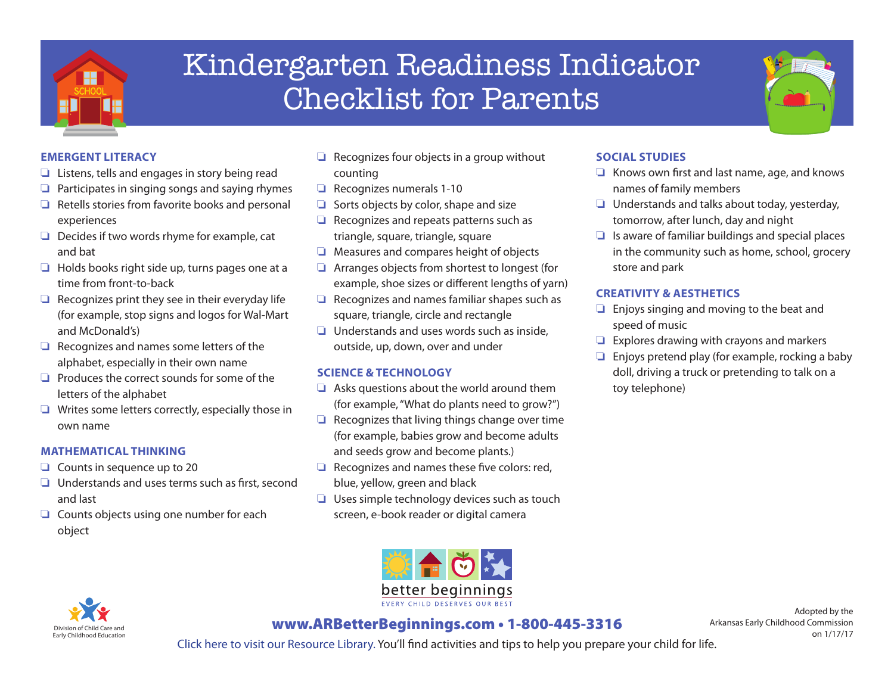# Kindergarten Readiness Indicator Checklist for Parents

## EMERGENT LITERACY

- ❑ Listens, tells and engages in story being read
- ❑ Participates in singing songs and saying rhymes
- ❑ Retells stories from favorite books and personal experiences
- ❑ Decides if two words rhyme for example, cat and bat
- ❑ Holds books right side up, turns pages one at a time from front-to-back
- ❑ Recognizes print they see in their everyday life (for example, stop signs and logos for Wal-Mart and McDonald's)
- ❑ Recognizes and names some letters of the alphabet, especially in their own name
- ❑ Produces the correct sounds for some of the letters of the alphabet
- ❑ Writes some letters correctly, especially those in own name

## MATHEMATICAL THINKING

- ❑ Counts in sequence up to 20
- ❑ Understands and uses terms such as first, second and last
- ❑ Counts objects using one number for each object
- ❑ Recognizes four objects in a group without counting
- ❑ Recognizes numerals 1-10
- ❑ Sorts objects by color, shape and size
- ❑ Recognizes and repeats patterns such as triangle, square, triangle, square
- ❑ Measures and compares height of objects
- ❑ Arranges objects from shortest to longest (for example, shoe sizes or different lengths of yarn)
- ❑ Recognizes and names familiar shapes such as square, triangle, circle and rectangle
- ❑ Understands and uses words such as inside, outside, up, down, over and under

## SCIENCE & TECHNOLOGY

- ❑ Asks questions about the world around them (for example, "What do plants need to grow?")
- ❑ Recognizes that living things change over time (for example, babies grow and become adults and seeds grow and become plants.)
- ❑ Recognizes and names these five colors: red, blue, yellow, green and black
- ❑ Uses simple technology devices such as touch screen, e-book reader or digital camera

## SOCIAL STUDIES

- ❑ Knows own first and last name, age, and knows names of family members
- ❑ Understands and talks about today, yesterday, tomorrow, after lunch, day and night
- ❑ Is aware of familiar buildings and special places in the community such as home, school, grocery store and park

## CREATIVITY & AESTHETICS

- ❑ Enjoys singing and moving to the beat and speed of music
- ❑ Explores drawing with crayons and markers
- ❑ Enjoys pretend play (for example, rocking a baby doll, driving a truck or pretending to talk on a toy telephone)

better beginnings
EVERY CHILD DESERVES OUR BEST

Division of Child Care and Early Childhood Education

**www.ARBetterBeginnings.com • 1-800-445-3316**

Click here to visit our Resource Library. You'll find activities and tips to help you prepare your child for life.

Adopted by the Arkansas Early Childhood Commission on 1/17/17